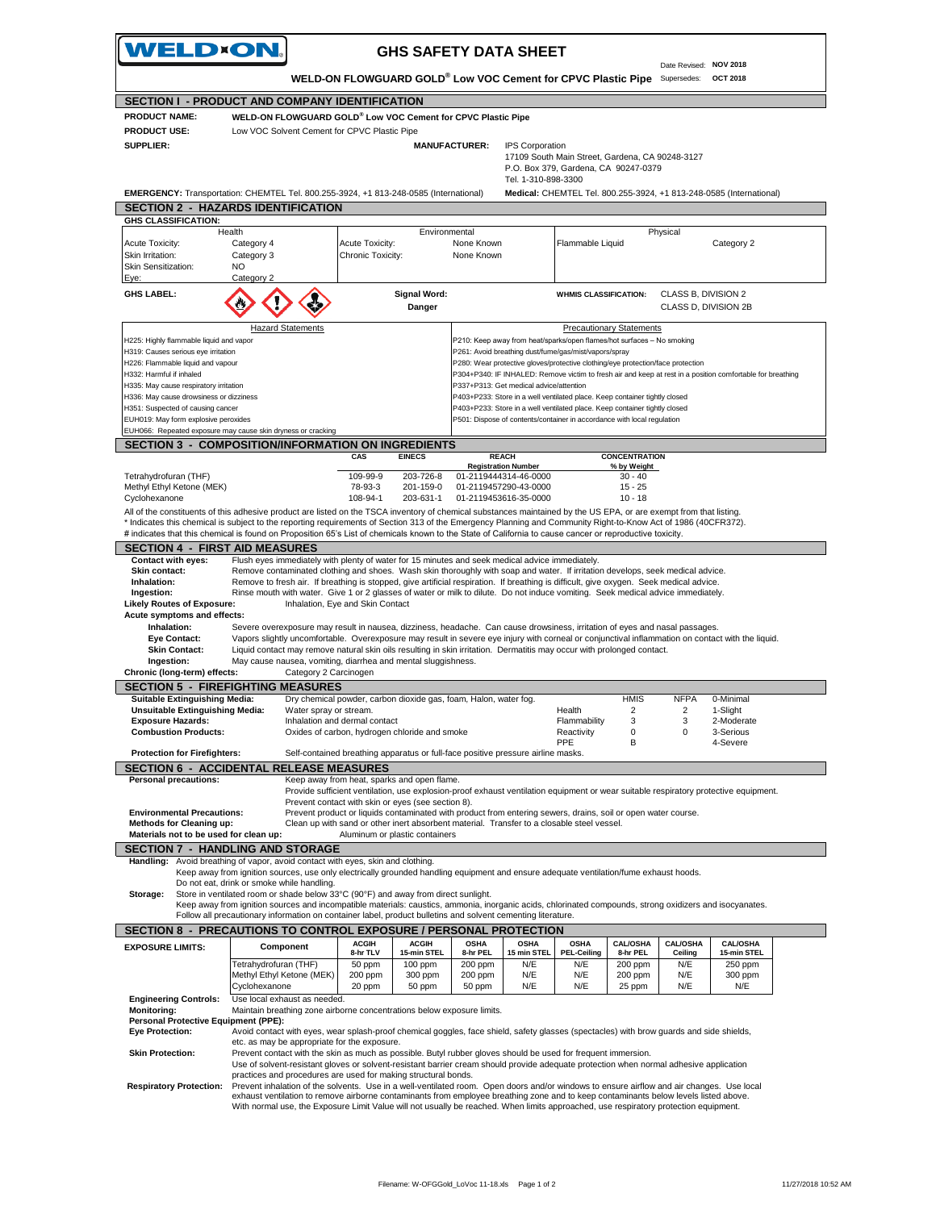# GHS SAFETY DATA SHEET

Date Revised: **NOV 2018**
Supersedes: **OCT 2018**

**WELD-ON FLOWGUARD GOLD® Low VOC Cement for CPVC Plastic Pipe**

## SECTION I - PRODUCT AND COMPANY IDENTIFICATION

**PRODUCT NAME:** WELD-ON FLOWGUARD GOLD® Low VOC Cement for CPVC Plastic Pipe

**PRODUCT USE:** Low VOC Solvent Cement for CPVC Plastic Pipe

**SUPPLIER:**

**MANUFACTURER:** IPS Corporation
17109 South Main Street, Gardena, CA 90248-3127
P.O. Box 379, Gardena, CA 90247-0379
Tel. 1-310-898-3300

**EMERGENCY:** Transportation: CHEMTEL Tel. 800.255-3924, +1 813-248-0585 (International)
**Medical:** CHEMTEL Tel. 800.255-3924, +1 813-248-0585 (International)

## SECTION 2 - HAZARDS IDENTIFICATION

**GHS CLASSIFICATION:**

| Health | | Environmental | | Physical | |
|---|---|---|---|---|---|
| Acute Toxicity: | Category 4 | Acute Toxicity: | None Known | Flammable Liquid | Category 2 |
| Skin Irritation: | Category 3 | Chronic Toxicity: | None Known | | |
| Skin Sensitization: | NO | | | | |
| Eye: | Category 2 | | | | |

**GHS LABEL:**

**Signal Word:** **Danger**

**WHMIS CLASSIFICATION:** CLASS B, DIVISION 2
CLASS D, DIVISION 2B

| Hazard Statements | Precautionary Statements |
|---|---|
| H225: Highly flammable liquid and vapor | P210: Keep away from heat/sparks/open flames/hot surfaces – No smoking |
| H319: Causes serious eye irritation | P261: Avoid breathing dust/fume/gas/mist/vapors/spray |
| H226: Flammable liquid and vapour | P280: Wear protective gloves/protective clothing/eye protection/face protection |
| H332: Harmful if inhaled | P304+P340: IF INHALED: Remove victim to fresh air and keep at rest in a position comfortable for breathing |
| H335: May cause respiratory irritation | P337+P313: Get medical advice/attention |
| H336: May cause drowsiness or dizziness | P403+P233: Store in a well ventilated place. Keep container tightly closed |
| H351: Suspected of causing cancer | P403+P233: Store in a well ventilated place. Keep container tightly closed |
| EUH019: May form explosive peroxides | P501: Dispose of contents/container in accordance with local regulation |
| EUH066: Repeated exposure may cause skin dryness or cracking | |

## SECTION 3 - COMPOSITION/INFORMATION ON INGREDIENTS

| | CAS | EINECS | REACH Registration Number | CONCENTRATION % by Weight |
|---|---|---|---|---|
| Tetrahydrofuran (THF) | 109-99-9 | 203-726-8 | 01-2119444314-46-0000 | 30 - 40 |
| Methyl Ethyl Ketone (MEK) | 78-93-3 | 201-159-0 | 01-2119457290-43-0000 | 15 - 25 |
| Cyclohexanone | 108-94-1 | 203-631-1 | 01-2119453616-35-0000 | 10 - 18 |

All of the constituents of this adhesive product are listed on the TSCA inventory of chemical substances maintained by the US EPA, or are exempt from that listing.
* Indicates this chemical is subject to the reporting requirements of Section 313 of the Emergency Planning and Community Right-to-Know Act of 1986 (40CFR372).
# indicates that this chemical is found on Proposition 65's List of chemicals known to the State of California to cause cancer or reproductive toxicity.

## SECTION 4 - FIRST AID MEASURES

**Contact with eyes:** Flush eyes immediately with plenty of water for 15 minutes and seek medical advice immediately.
**Skin contact:** Remove contaminated clothing and shoes. Wash skin thoroughly with soap and water. If irritation develops, seek medical advice.
**Inhalation:** Remove to fresh air. If breathing is stopped, give artificial respiration. If breathing is difficult, give oxygen. Seek medical advice.
**Ingestion:** Rinse mouth with water. Give 1 or 2 glasses of water or milk to dilute. Do not induce vomiting. Seek medical advice immediately.

**Likely Routes of Exposure:** Inhalation, Eye and Skin Contact

**Acute symptoms and effects:**
**Inhalation:** Severe overexposure may result in nausea, dizziness, headache. Can cause drowsiness, irritation of eyes and nasal passages.
**Eye Contact:** Vapors slightly uncomfortable. Overexposure may result in severe eye injury with corneal or conjunctival inflammation on contact with the liquid.
**Skin Contact:** Liquid contact may remove natural skin oils resulting in skin irritation. Dermatitis may occur with prolonged contact.
**Ingestion:** May cause nausea, vomiting, diarrhea and mental sluggishness.

**Chronic (long-term) effects:** Category 2 Carcinogen

## SECTION 5 - FIREFIGHTING MEASURES

**Suitable Extinguishing Media:** Dry chemical powder, carbon dioxide gas, foam, Halon, water fog.
**Unsuitable Extinguishing Media:** Water spray or stream.
**Exposure Hazards:** Inhalation and dermal contact
**Combustion Products:** Oxides of carbon, hydrogen chloride and smoke

| | HMIS | NFPA | |
|---|---|---|---|
| Health | 2 | 2 | 0-Minimal |
| Flammability | 3 | 3 | 1-Slight |
| Reactivity | 0 | 0 | 2-Moderate |
| PPE | B | | 3-Serious |
| | | | 4-Severe |

**Protection for Firefighters:** Self-contained breathing apparatus or full-face positive pressure airline masks.

## SECTION 6 - ACCIDENTAL RELEASE MEASURES

**Personal precautions:** Keep away from heat, sparks and open flame.
Provide sufficient ventilation, use explosion-proof exhaust ventilation equipment or wear suitable respiratory protective equipment.
Prevent contact with skin or eyes (see section 8).
**Environmental Precautions:** Prevent product or liquids contaminated with product from entering sewers, drains, soil or open water course.
**Methods for Cleaning up:** Clean up with sand or other inert absorbent material. Transfer to a closable steel vessel.
**Materials not to be used for clean up:** Aluminum or plastic containers

## SECTION 7 - HANDLING AND STORAGE

**Handling:** Avoid breathing of vapor, avoid contact with eyes, skin and clothing.
Keep away from ignition sources, use only electrically grounded handling equipment and ensure adequate ventilation/fume exhaust hoods.
Do not eat, drink or smoke while handling.
**Storage:** Store in ventilated room or shade below 33°C (90°F) and away from direct sunlight.
Keep away from ignition sources and incompatible materials: caustics, ammonia, inorganic acids, chlorinated compounds, strong oxidizers and isocyanates.
Follow all precautionary information on container label, product bulletins and solvent cementing literature.

## SECTION 8 - PRECAUTIONS TO CONTROL EXPOSURE / PERSONAL PROTECTION

| EXPOSURE LIMITS: Component | ACGIH 8-hr TLV | ACGIH 15-min STEL | OSHA 8-hr PEL | OSHA 15 min STEL | OSHA PEL-Ceiling | CAL/OSHA 8-hr PEL | CAL/OSHA Ceiling | CAL/OSHA 15-min STEL |
|---|---|---|---|---|---|---|---|---|
| Tetrahydrofuran (THF) | 50 ppm | 100 ppm | 200 ppm | N/E | N/E | 200 ppm | N/E | 250 ppm |
| Methyl Ethyl Ketone (MEK) | 200 ppm | 300 ppm | 200 ppm | N/E | N/E | 200 ppm | N/E | 300 ppm |
| Cyclohexanone | 20 ppm | 50 ppm | 50 ppm | N/E | N/E | 25 ppm | N/E | N/E |

**Engineering Controls:** Use local exhaust as needed.
**Monitoring:** Maintain breathing zone airborne concentrations below exposure limits.

**Personal Protective Equipment (PPE):**
**Eye Protection:** Avoid contact with eyes, wear splash-proof chemical goggles, face shield, safety glasses (spectacles) with brow guards and side shields, etc. as may be appropriate for the exposure.
**Skin Protection:** Prevent contact with the skin as much as possible. Butyl rubber gloves should be used for frequent immersion.
Use of solvent-resistant gloves or solvent-resistant barrier cream should provide adequate protection when normal adhesive application practices and procedures are used for making structural bonds.
**Respiratory Protection:** Prevent inhalation of the solvents. Use in a well-ventilated room. Open doors and/or windows to ensure airflow and air changes. Use local exhaust ventilation to remove airborne contaminants from employee breathing zone and to keep contaminants below levels listed above.
With normal use, the Exposure Limit Value will not usually be reached. When limits approached, use respiratory protection equipment.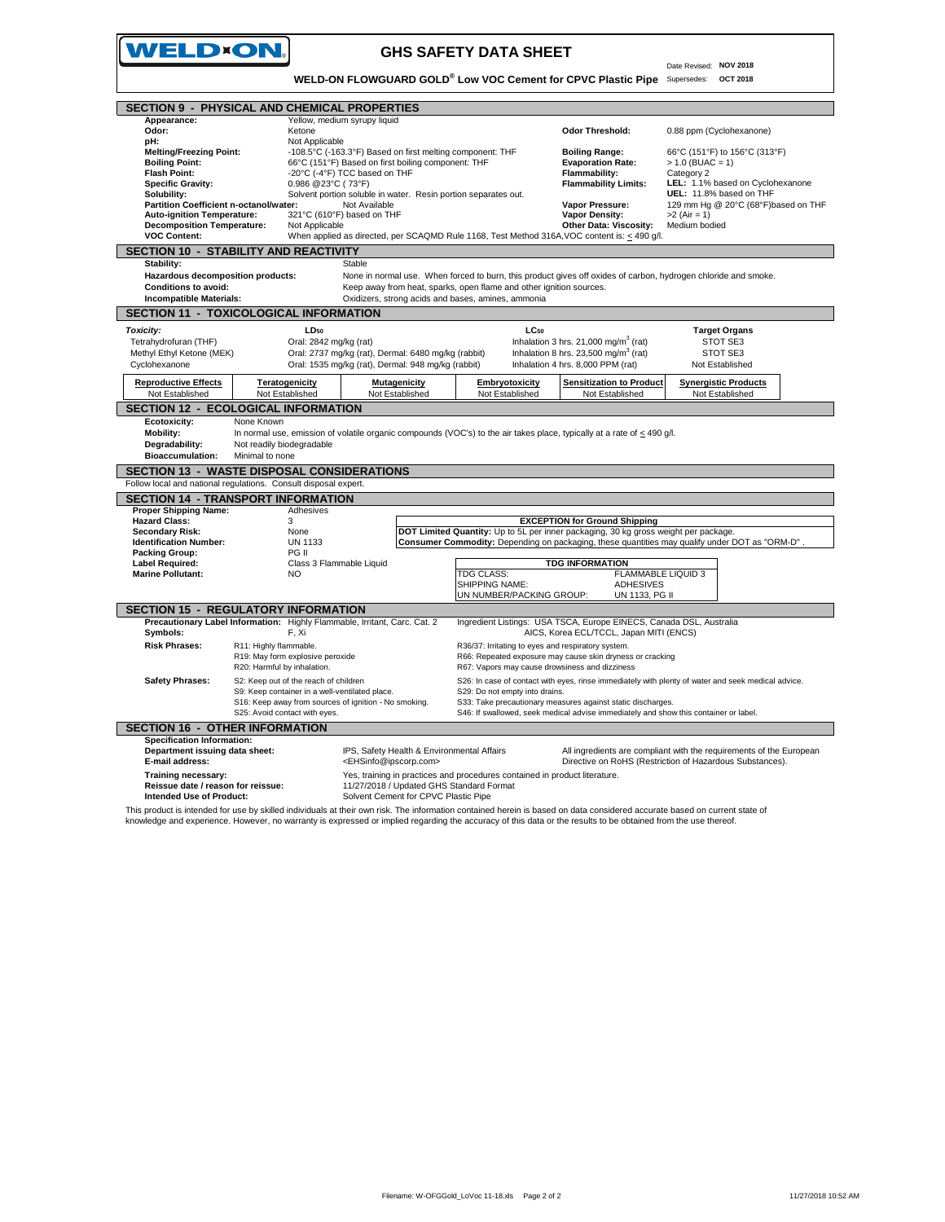# GHS SAFETY DATA SHEET

**WELD-ON FLOWGUARD GOLD® Low VOC Cement for CPVC Plastic Pipe**

Date Revised: **NOV 2018**
Supersedes: **OCT 2018**

## SECTION 9 - PHYSICAL AND CHEMICAL PROPERTIES

| | | | |
|---|---|---|---|
| **Appearance:** | Yellow, medium syrupy liquid | | |
| **Odor:** | Ketone | **Odor Threshold:** | 0.88 ppm (Cyclohexanone) |
| **pH:** | Not Applicable | | |
| **Melting/Freezing Point:** | -108.5°C (-163.3°F) Based on first melting component: THF | **Boiling Range:** | 66°C (151°F) to 156°C (313°F) |
| **Boiling Point:** | 66°C (151°F) Based on first boiling component: THF | **Evaporation Rate:** | > 1.0 (BUAC = 1) |
| **Flash Point:** | -20°C (-4°F) TCC based on THF | **Flammability:** | Category 2 |
| **Specific Gravity:** | 0.986 @23°C ( 73°F) | **Flammability Limits:** | **LEL:** 1.1% based on Cyclohexanone |
| **Solubility:** | Solvent portion soluble in water. Resin portion separates out. | | **UEL:** 11.8% based on THF |
| **Partition Coefficient n-octanol/water:** | Not Available | **Vapor Pressure:** | 129 mm Hg @ 20°C (68°F)based on THF |
| **Auto-ignition Temperature:** | 321°C (610°F) based on THF | **Vapor Density:** | >2 (Air = 1) |
| **Decomposition Temperature:** | Not Applicable | **Other Data: Viscosity:** | Medium bodied |
| **VOC Content:** | When applied as directed, per SCAQMD Rule 1168, Test Method 316A,VOC content is: ≤ 490 g/l. | | |

## SECTION 10 - STABILITY AND REACTIVITY

**Stability:** Stable

**Hazardous decomposition products:** None in normal use. When forced to burn, this product gives off oxides of carbon, hydrogen chloride and smoke.

**Conditions to avoid:** Keep away from heat, sparks, open flame and other ignition sources.

**Incompatible Materials:** Oxidizers, strong acids and bases, amines, ammonia

## SECTION 11 - TOXICOLOGICAL INFORMATION

| *Toxicity:* | $LD_{50}$ | $LC_{50}$ | **Target Organs** |
|---|---|---|---|
| Tetrahydrofuran (THF) | Oral: 2842 mg/kg (rat) | Inhalation 3 hrs. 21,000 mg/m³ (rat) | STOT SE3 |
| Methyl Ethyl Ketone (MEK) | Oral: 2737 mg/kg (rat), Dermal: 6480 mg/kg (rabbit) | Inhalation 8 hrs. 23,500 mg/m³ (rat) | STOT SE3 |
| Cyclohexanone | Oral: 1535 mg/kg (rat), Dermal: 948 mg/kg (rabbit) | Inhalation 4 hrs. 8,000 PPM (rat) | Not Established |

| Reproductive Effects | Teratogenicity | Mutagenicity | Embryotoxicity | Sensitization to Product | Synergistic Products |
|---|---|---|---|---|---|
| Not Established | Not Established | Not Established | Not Established | Not Established | Not Established |

## SECTION 12 - ECOLOGICAL INFORMATION

**Ecotoxicity:** None Known

**Mobility:** In normal use, emission of volatile organic compounds (VOC's) to the air takes place, typically at a rate of ≤ 490 g/l.

**Degradability:** Not readily biodegradable

**Bioaccumulation:** Minimal to none

## SECTION 13 - WASTE DISPOSAL CONSIDERATIONS

Follow local and national regulations. Consult disposal expert.

## SECTION 14 - TRANSPORT INFORMATION

| | |
|---|---|
| **Proper Shipping Name:** | Adhesives |
| **Hazard Class:** | 3 |
| **Secondary Risk:** | None |
| **Identification Number:** | UN 1133 |
| **Packing Group:** | PG II |
| **Label Required:** | Class 3 Flammable Liquid |
| **Marine Pollutant:** | NO |

**EXCEPTION for Ground Shipping**

**DOT Limited Quantity:** Up to 5L per inner packaging, 30 kg gross weight per package.
**Consumer Commodity:** Depending on packaging, these quantities may qualify under DOT as "ORM-D".

**TDG INFORMATION**

| | |
|---|---|
| TDG CLASS: | FLAMMABLE LIQUID 3 |
| SHIPPING NAME: | ADHESIVES |
| UN NUMBER/PACKING GROUP: | UN 1133, PG II |

## SECTION 15 - REGULATORY INFORMATION

**Precautionary Label Information:** Highly Flammable, Irritant, Carc. Cat. 2

Ingredient Listings: USA TSCA, Europe EINECS, Canada DSL, Australia AICS, Korea ECL/TCCL, Japan MITI (ENCS)

**Symbols:** F, Xi

**Risk Phrases:**
- R11: Highly flammable.
- R19: May form explosive peroxide
- R20: Harmful by inhalation.
- R36/37: Irritating to eyes and respiratory system.
- R66: Repeated exposure may cause skin dryness or cracking
- R67: Vapors may cause drowsiness and dizziness

**Safety Phrases:**
- S2: Keep out of the reach of children
- S9: Keep container in a well-ventilated place.
- S16: Keep away from sources of ignition - No smoking.
- S25: Avoid contact with eyes.
- S26: In case of contact with eyes, rinse immediately with plenty of water and seek medical advice.
- S29: Do not empty into drains.
- S33: Take precautionary measures against static discharges.
- S46: If swallowed, seek medical advise immediately and show this container or label.

## SECTION 16 - OTHER INFORMATION

**Specification Information:**

**Department issuing data sheet:** IPS, Safety Health & Environmental Affairs

**E-mail address:** <EHSinfo@ipscorp.com>

All ingredients are compliant with the requirements of the European Directive on RoHS (Restriction of Hazardous Substances).

**Training necessary:** Yes, training in practices and procedures contained in product literature.

**Reissue date / reason for reissue:** 11/27/2018 / Updated GHS Standard Format

**Intended Use of Product:** Solvent Cement for CPVC Plastic Pipe

This product is intended for use by skilled individuals at their own risk. The information contained herein is based on data considered accurate based on current state of knowledge and experience. However, no warranty is expressed or implied regarding the accuracy of this data or the results to be obtained from the use thereof.